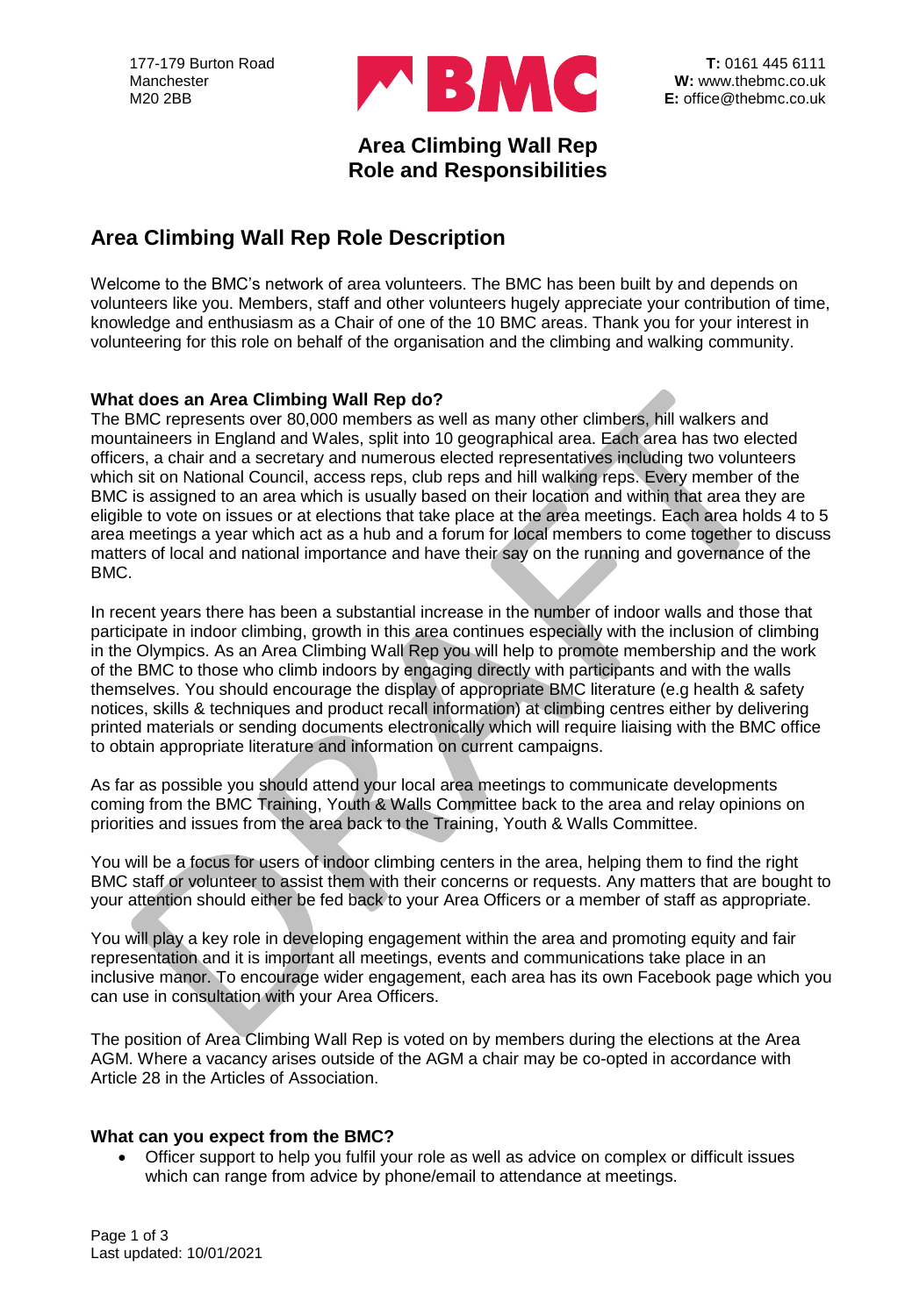177-179 Burton Road
Manchester
M20 2BB

**T:** 0161 445 6111
**W:** www.thebmc.co.uk
**E:** office@thebmc.co.uk

# Area Climbing Wall Rep Role and Responsibilities

## Area Climbing Wall Rep Role Description

Welcome to the BMC's network of area volunteers. The BMC has been built by and depends on volunteers like you. Members, staff and other volunteers hugely appreciate your contribution of time, knowledge and enthusiasm as a Chair of one of the 10 BMC areas. Thank you for your interest in volunteering for this role on behalf of the organisation and the climbing and walking community.

### What does an Area Climbing Wall Rep do?

The BMC represents over 80,000 members as well as many other climbers, hill walkers and mountaineers in England and Wales, split into 10 geographical area. Each area has two elected officers, a chair and a secretary and numerous elected representatives including two volunteers which sit on National Council, access reps, club reps and hill walking reps. Every member of the BMC is assigned to an area which is usually based on their location and within that area they are eligible to vote on issues or at elections that take place at the area meetings. Each area holds 4 to 5 area meetings a year which act as a hub and a forum for local members to come together to discuss matters of local and national importance and have their say on the running and governance of the BMC.

In recent years there has been a substantial increase in the number of indoor walls and those that participate in indoor climbing, growth in this area continues especially with the inclusion of climbing in the Olympics. As an Area Climbing Wall Rep you will help to promote membership and the work of the BMC to those who climb indoors by engaging directly with participants and with the walls themselves. You should encourage the display of appropriate BMC literature (e.g health & safety notices, skills & techniques and product recall information) at climbing centres either by delivering printed materials or sending documents electronically which will require liaising with the BMC office to obtain appropriate literature and information on current campaigns.

As far as possible you should attend your local area meetings to communicate developments coming from the BMC Training, Youth & Walls Committee back to the area and relay opinions on priorities and issues from the area back to the Training, Youth & Walls Committee.

You will be a focus for users of indoor climbing centers in the area, helping them to find the right BMC staff or volunteer to assist them with their concerns or requests. Any matters that are bought to your attention should either be fed back to your Area Officers or a member of staff as appropriate.

You will play a key role in developing engagement within the area and promoting equity and fair representation and it is important all meetings, events and communications take place in an inclusive manor. To encourage wider engagement, each area has its own Facebook page which you can use in consultation with your Area Officers.

The position of Area Climbing Wall Rep is voted on by members during the elections at the Area AGM. Where a vacancy arises outside of the AGM a chair may be co-opted in accordance with Article 28 in the Articles of Association.

### What can you expect from the BMC?

- Officer support to help you fulfil your role as well as advice on complex or difficult issues which can range from advice by phone/email to attendance at meetings.

Last updated: 10/01/2021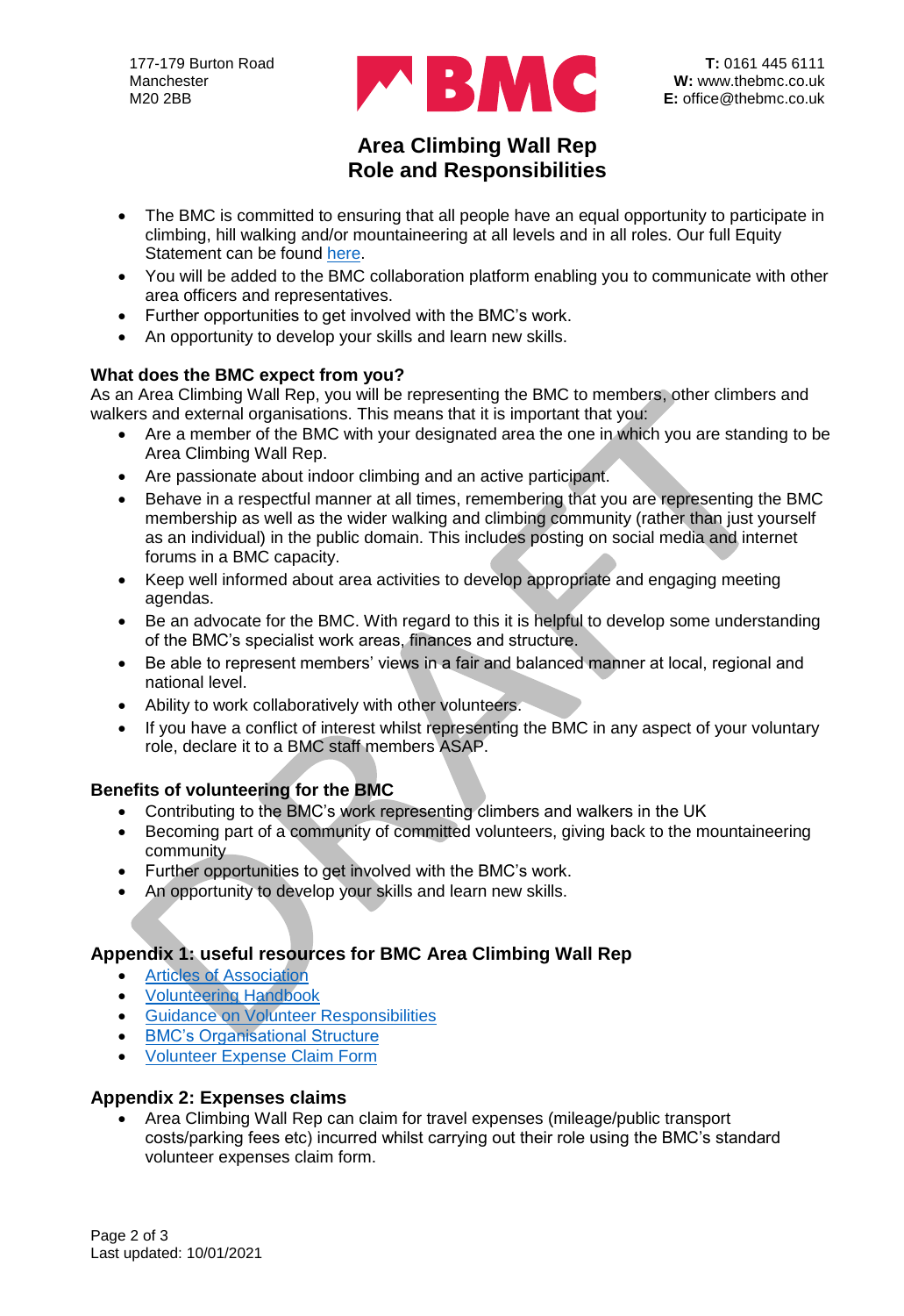177-179 Burton Road
Manchester
M20 2BB

**T:** 0161 445 6111
**W:** www.thebmc.co.uk
**E:** office@thebmc.co.uk

# Area Climbing Wall Rep
# Role and Responsibilities

- The BMC is committed to ensuring that all people have an equal opportunity to participate in climbing, hill walking and/or mountaineering at all levels and in all roles. Our full Equity Statement can be found here.
- You will be added to the BMC collaboration platform enabling you to communicate with other area officers and representatives.
- Further opportunities to get involved with the BMC's work.
- An opportunity to develop your skills and learn new skills.

### What does the BMC expect from you?

As an Area Climbing Wall Rep, you will be representing the BMC to members, other climbers and walkers and external organisations. This means that it is important that you:

- Are a member of the BMC with your designated area the one in which you are standing to be Area Climbing Wall Rep.
- Are passionate about indoor climbing and an active participant.
- Behave in a respectful manner at all times, remembering that you are representing the BMC membership as well as the wider walking and climbing community (rather than just yourself as an individual) in the public domain. This includes posting on social media and internet forums in a BMC capacity.
- Keep well informed about area activities to develop appropriate and engaging meeting agendas.
- Be an advocate for the BMC. With regard to this it is helpful to develop some understanding of the BMC's specialist work areas, finances and structure.
- Be able to represent members' views in a fair and balanced manner at local, regional and national level.
- Ability to work collaboratively with other volunteers.
- If you have a conflict of interest whilst representing the BMC in any aspect of your voluntary role, declare it to a BMC staff members ASAP.

### Benefits of volunteering for the BMC

- Contributing to the BMC's work representing climbers and walkers in the UK
- Becoming part of a community of committed volunteers, giving back to the mountaineering community
- Further opportunities to get involved with the BMC's work.
- An opportunity to develop your skills and learn new skills.

## Appendix 1: useful resources for BMC Area Climbing Wall Rep

- Articles of Association
- Volunteering Handbook
- Guidance on Volunteer Responsibilities
- BMC's Organisational Structure
- Volunteer Expense Claim Form

## Appendix 2: Expenses claims

- Area Climbing Wall Rep can claim for travel expenses (mileage/public transport costs/parking fees etc) incurred whilst carrying out their role using the BMC's standard volunteer expenses claim form.

Last updated: 10/01/2021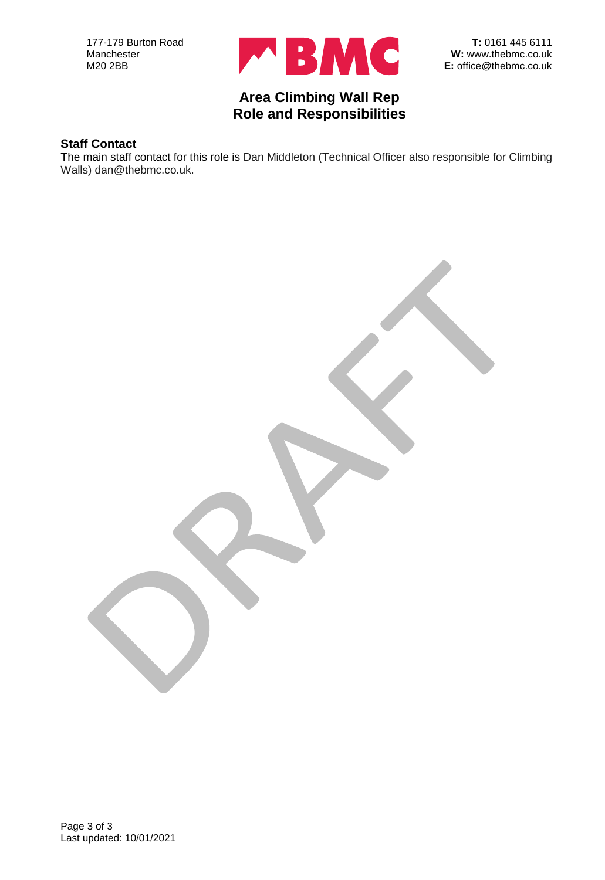177-179 Burton Road
Manchester
M20 2BB

**T:** 0161 445 6111
**W:** www.thebmc.co.uk
**E:** office@thebmc.co.uk

# Area Climbing Wall Rep
# Role and Responsibilities

## Staff Contact

The main staff contact for this role is Dan Middleton (Technical Officer also responsible for Climbing Walls) dan@thebmc.co.uk.

DRAFT

Last updated: 10/01/2021